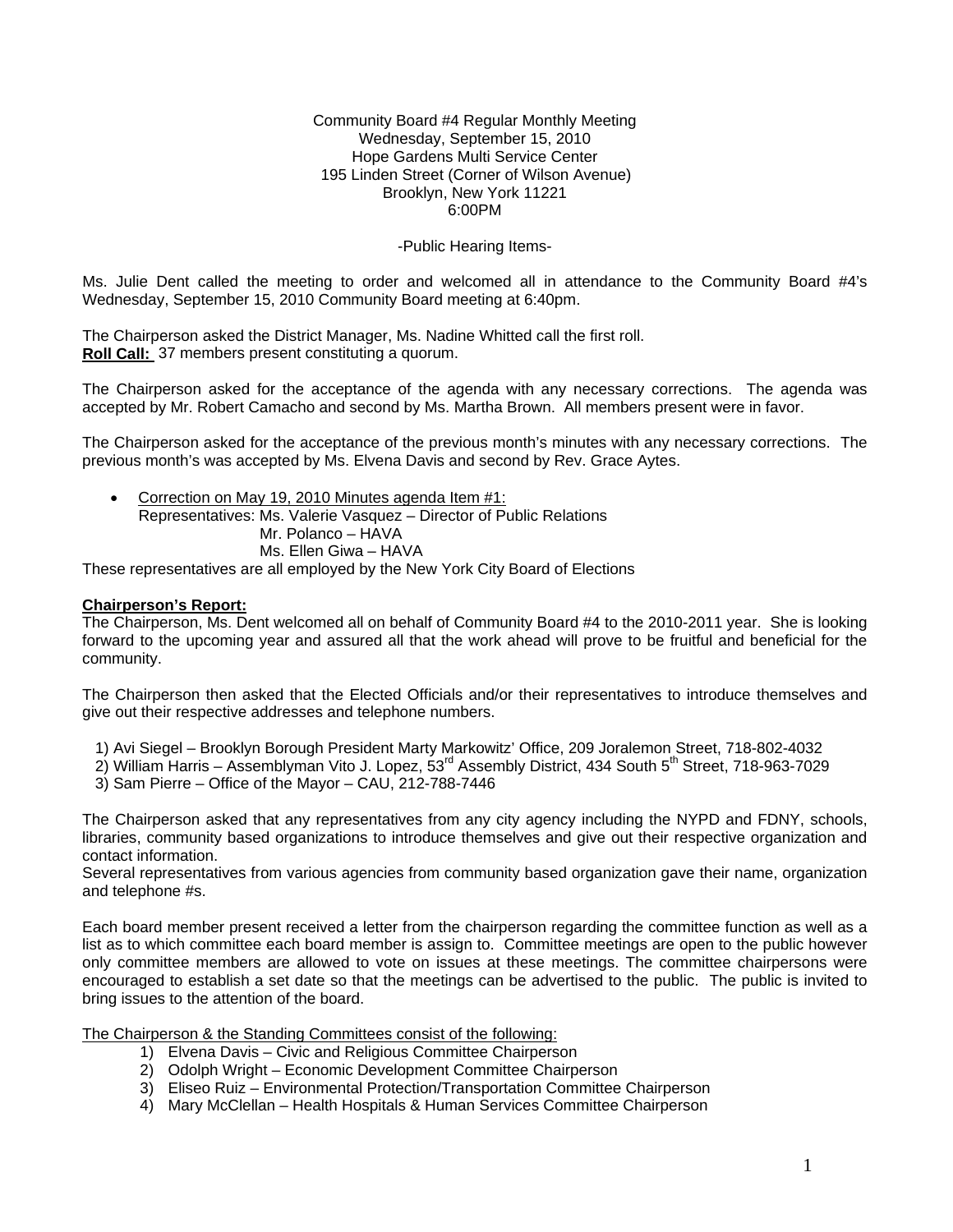Community Board #4 Regular Monthly Meeting
Wednesday, September 15, 2010
Hope Gardens Multi Service Center
195 Linden Street (Corner of Wilson Avenue)
Brooklyn, New York 11221
6:00PM

-Public Hearing Items-

Ms. Julie Dent called the meeting to order and welcomed all in attendance to the Community Board #4's Wednesday, September 15, 2010 Community Board meeting at 6:40pm.

The Chairperson asked the District Manager, Ms. Nadine Whitted call the first roll.
**Roll Call:** 37 members present constituting a quorum.

The Chairperson asked for the acceptance of the agenda with any necessary corrections. The agenda was accepted by Mr. Robert Camacho and second by Ms. Martha Brown. All members present were in favor.

The Chairperson asked for the acceptance of the previous month's minutes with any necessary corrections. The previous month's was accepted by Ms. Elvena Davis and second by Rev. Grace Aytes.

- Correction on May 19, 2010 Minutes agenda Item #1:
  Representatives: Ms. Valerie Vasquez – Director of Public Relations
  Mr. Polanco – HAVA
  Ms. Ellen Giwa – HAVA

These representatives are all employed by the New York City Board of Elections

**Chairperson's Report:**
The Chairperson, Ms. Dent welcomed all on behalf of Community Board #4 to the 2010-2011 year. She is looking forward to the upcoming year and assured all that the work ahead will prove to be fruitful and beneficial for the community.

The Chairperson then asked that the Elected Officials and/or their representatives to introduce themselves and give out their respective addresses and telephone numbers.

1) Avi Siegel – Brooklyn Borough President Marty Markowitz' Office, 209 Joralemon Street, 718-802-4032
2) William Harris – Assemblyman Vito J. Lopez, 53rd Assembly District, 434 South 5th Street, 718-963-7029
3) Sam Pierre – Office of the Mayor – CAU, 212-788-7446

The Chairperson asked that any representatives from any city agency including the NYPD and FDNY, schools, libraries, community based organizations to introduce themselves and give out their respective organization and contact information.
Several representatives from various agencies from community based organization gave their name, organization and telephone #s.

Each board member present received a letter from the chairperson regarding the committee function as well as a list as to which committee each board member is assign to. Committee meetings are open to the public however only committee members are allowed to vote on issues at these meetings. The committee chairpersons were encouraged to establish a set date so that the meetings can be advertised to the public. The public is invited to bring issues to the attention of the board.

The Chairperson & the Standing Committees consist of the following:

1) Elvena Davis – Civic and Religious Committee Chairperson
2) Odolph Wright – Economic Development Committee Chairperson
3) Eliseo Ruiz – Environmental Protection/Transportation Committee Chairperson
4) Mary McClellan – Health Hospitals & Human Services Committee Chairperson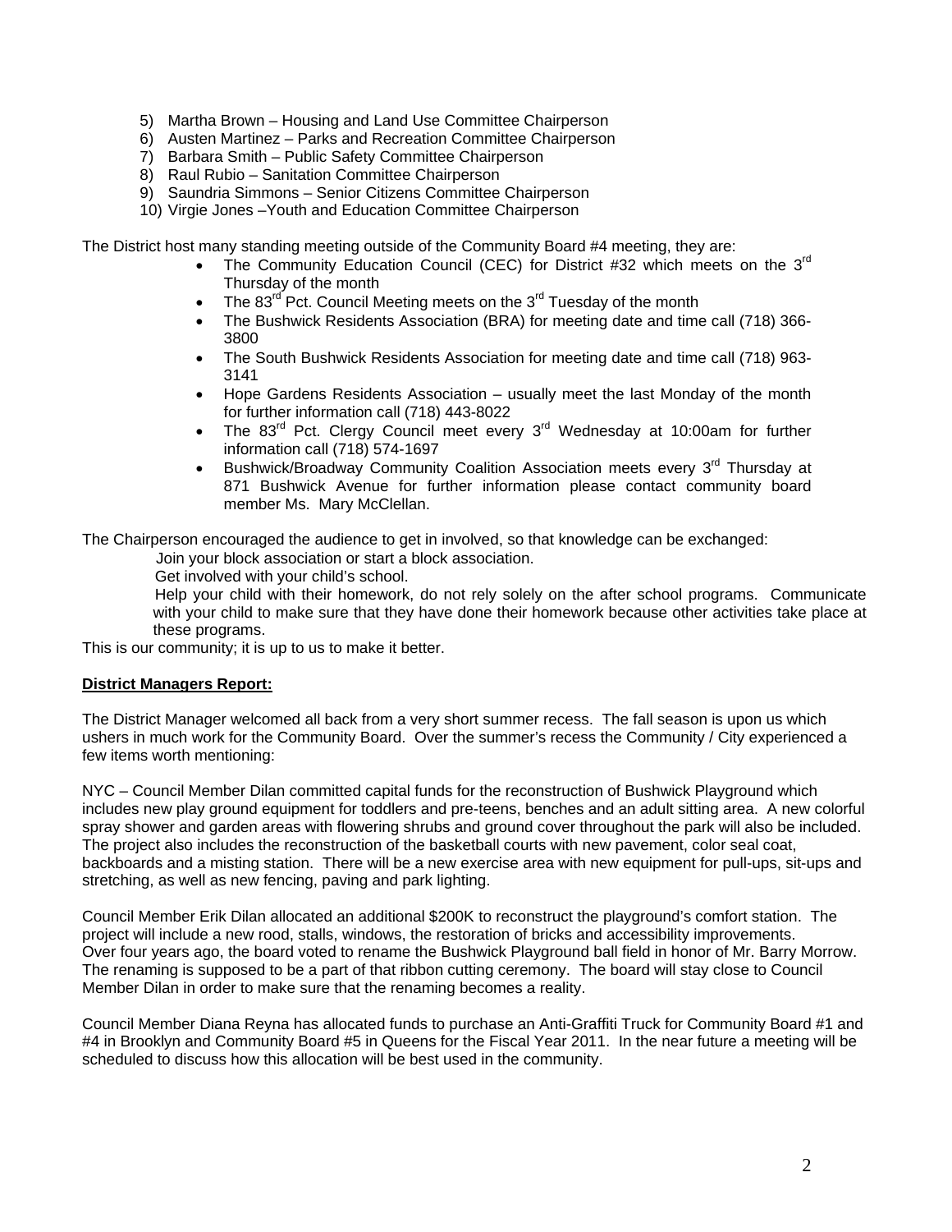5) Martha Brown – Housing and Land Use Committee Chairperson
6) Austen Martinez – Parks and Recreation Committee Chairperson
7) Barbara Smith – Public Safety Committee Chairperson
8) Raul Rubio – Sanitation Committee Chairperson
9) Saundria Simmons – Senior Citizens Committee Chairperson
10) Virgie Jones –Youth and Education Committee Chairperson

The District host many standing meeting outside of the Community Board #4 meeting, they are:

- The Community Education Council (CEC) for District #32 which meets on the 3rd Thursday of the month
- The 83rd Pct. Council Meeting meets on the 3rd Tuesday of the month
- The Bushwick Residents Association (BRA) for meeting date and time call (718) 366-3800
- The South Bushwick Residents Association for meeting date and time call (718) 963-3141
- Hope Gardens Residents Association – usually meet the last Monday of the month for further information call (718) 443-8022
- The 83rd Pct. Clergy Council meet every 3rd Wednesday at 10:00am for further information call (718) 574-1697
- Bushwick/Broadway Community Coalition Association meets every 3rd Thursday at 871 Bushwick Avenue for further information please contact community board member Ms. Mary McClellan.

The Chairperson encouraged the audience to get in involved, so that knowledge can be exchanged:

Join your block association or start a block association.

Get involved with your child's school.

Help your child with their homework, do not rely solely on the after school programs. Communicate with your child to make sure that they have done their homework because other activities take place at these programs.

This is our community; it is up to us to make it better.

**District Managers Report:**

The District Manager welcomed all back from a very short summer recess. The fall season is upon us which ushers in much work for the Community Board. Over the summer's recess the Community / City experienced a few items worth mentioning:

NYC – Council Member Dilan committed capital funds for the reconstruction of Bushwick Playground which includes new play ground equipment for toddlers and pre-teens, benches and an adult sitting area. A new colorful spray shower and garden areas with flowering shrubs and ground cover throughout the park will also be included. The project also includes the reconstruction of the basketball courts with new pavement, color seal coat, backboards and a misting station. There will be a new exercise area with new equipment for pull-ups, sit-ups and stretching, as well as new fencing, paving and park lighting.

Council Member Erik Dilan allocated an additional $200K to reconstruct the playground's comfort station. The project will include a new rood, stalls, windows, the restoration of bricks and accessibility improvements. Over four years ago, the board voted to rename the Bushwick Playground ball field in honor of Mr. Barry Morrow. The renaming is supposed to be a part of that ribbon cutting ceremony. The board will stay close to Council Member Dilan in order to make sure that the renaming becomes a reality.

Council Member Diana Reyna has allocated funds to purchase an Anti-Graffiti Truck for Community Board #1 and #4 in Brooklyn and Community Board #5 in Queens for the Fiscal Year 2011. In the near future a meeting will be scheduled to discuss how this allocation will be best used in the community.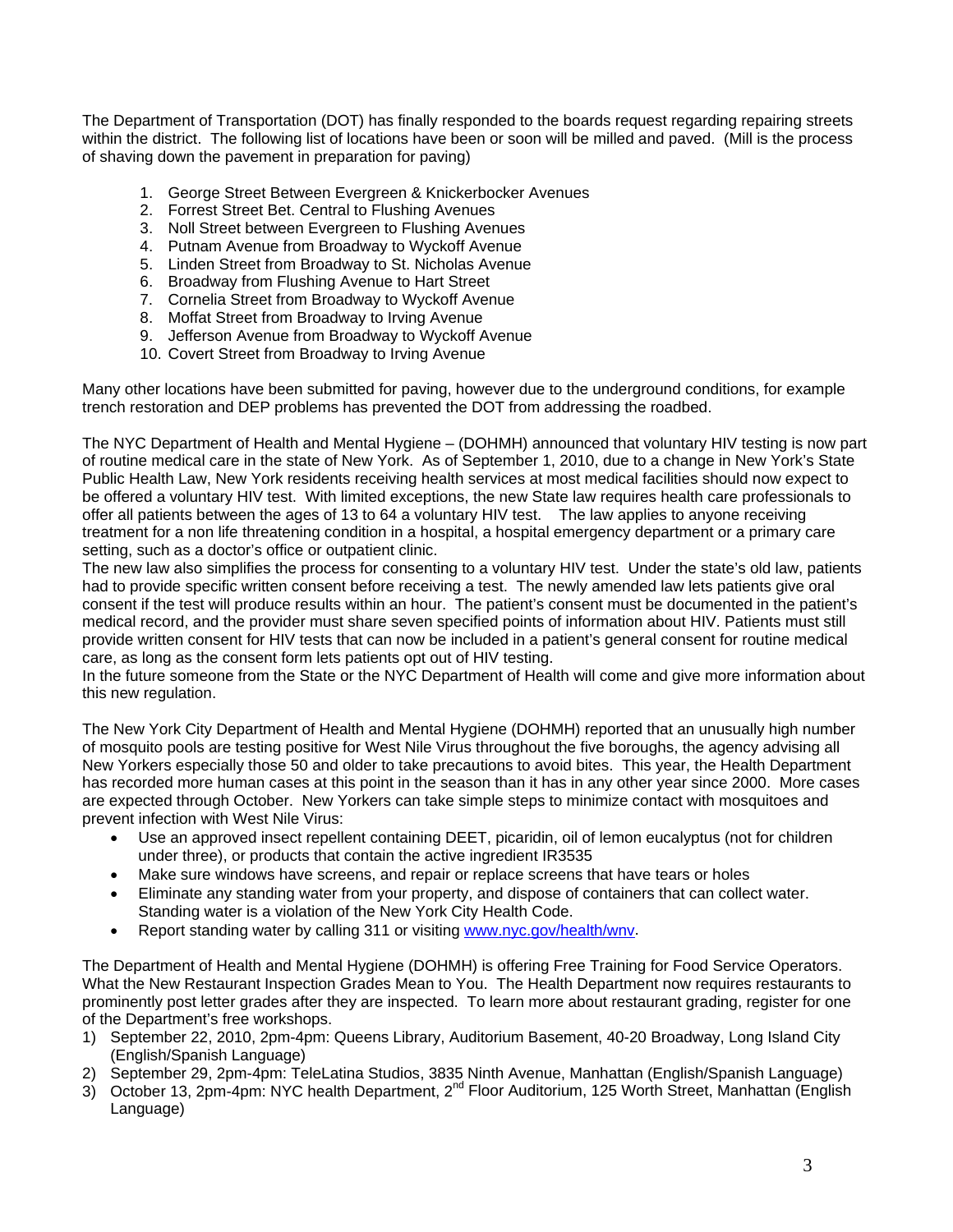The Department of Transportation (DOT) has finally responded to the boards request regarding repairing streets within the district. The following list of locations have been or soon will be milled and paved. (Mill is the process of shaving down the pavement in preparation for paving)

1. George Street Between Evergreen & Knickerbocker Avenues
2. Forrest Street Bet. Central to Flushing Avenues
3. Noll Street between Evergreen to Flushing Avenues
4. Putnam Avenue from Broadway to Wyckoff Avenue
5. Linden Street from Broadway to St. Nicholas Avenue
6. Broadway from Flushing Avenue to Hart Street
7. Cornelia Street from Broadway to Wyckoff Avenue
8. Moffat Street from Broadway to Irving Avenue
9. Jefferson Avenue from Broadway to Wyckoff Avenue
10. Covert Street from Broadway to Irving Avenue

Many other locations have been submitted for paving, however due to the underground conditions, for example trench restoration and DEP problems has prevented the DOT from addressing the roadbed.

The NYC Department of Health and Mental Hygiene – (DOHMH) announced that voluntary HIV testing is now part of routine medical care in the state of New York. As of September 1, 2010, due to a change in New York's State Public Health Law, New York residents receiving health services at most medical facilities should now expect to be offered a voluntary HIV test. With limited exceptions, the new State law requires health care professionals to offer all patients between the ages of 13 to 64 a voluntary HIV test. The law applies to anyone receiving treatment for a non life threatening condition in a hospital, a hospital emergency department or a primary care setting, such as a doctor's office or outpatient clinic.
The new law also simplifies the process for consenting to a voluntary HIV test. Under the state's old law, patients had to provide specific written consent before receiving a test. The newly amended law lets patients give oral consent if the test will produce results within an hour. The patient's consent must be documented in the patient's medical record, and the provider must share seven specified points of information about HIV. Patients must still provide written consent for HIV tests that can now be included in a patient's general consent for routine medical care, as long as the consent form lets patients opt out of HIV testing.
In the future someone from the State or the NYC Department of Health will come and give more information about this new regulation.

The New York City Department of Health and Mental Hygiene (DOHMH) reported that an unusually high number of mosquito pools are testing positive for West Nile Virus throughout the five boroughs, the agency advising all New Yorkers especially those 50 and older to take precautions to avoid bites. This year, the Health Department has recorded more human cases at this point in the season than it has in any other year since 2000. More cases are expected through October. New Yorkers can take simple steps to minimize contact with mosquitoes and prevent infection with West Nile Virus:

- Use an approved insect repellent containing DEET, picaridin, oil of lemon eucalyptus (not for children under three), or products that contain the active ingredient IR3535
- Make sure windows have screens, and repair or replace screens that have tears or holes
- Eliminate any standing water from your property, and dispose of containers that can collect water. Standing water is a violation of the New York City Health Code.
- Report standing water by calling 311 or visiting www.nyc.gov/health/wnv.

The Department of Health and Mental Hygiene (DOHMH) is offering Free Training for Food Service Operators. What the New Restaurant Inspection Grades Mean to You. The Health Department now requires restaurants to prominently post letter grades after they are inspected. To learn more about restaurant grading, register for one of the Department's free workshops.

1) September 22, 2010, 2pm-4pm: Queens Library, Auditorium Basement, 40-20 Broadway, Long Island City (English/Spanish Language)
2) September 29, 2pm-4pm: TeleLatina Studios, 3835 Ninth Avenue, Manhattan (English/Spanish Language)
3) October 13, 2pm-4pm: NYC health Department, 2nd Floor Auditorium, 125 Worth Street, Manhattan (English Language)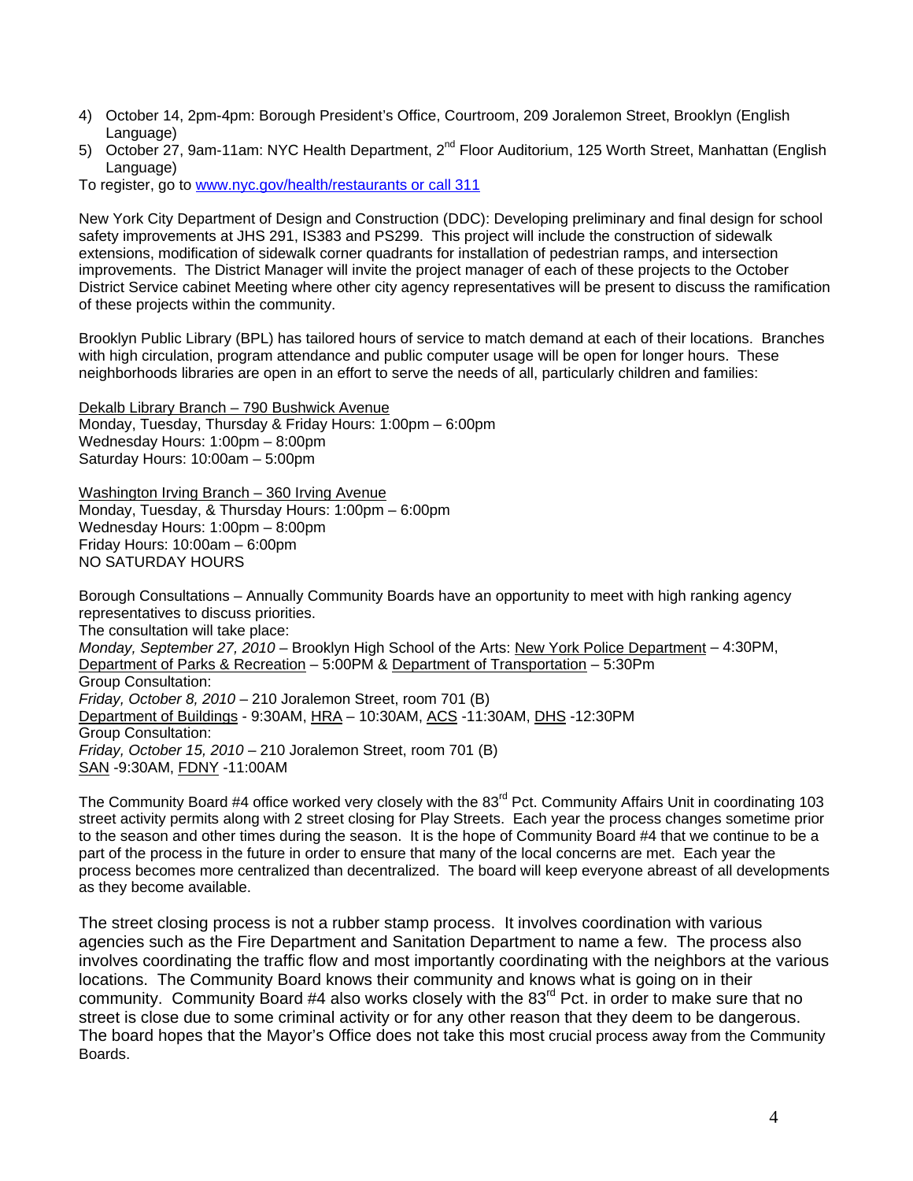4) October 14, 2pm-4pm: Borough President's Office, Courtroom, 209 Joralemon Street, Brooklyn (English Language)
5) October 27, 9am-11am: NYC Health Department, 2nd Floor Auditorium, 125 Worth Street, Manhattan (English Language)

To register, go to www.nyc.gov/health/restaurants or call 311

New York City Department of Design and Construction (DDC): Developing preliminary and final design for school safety improvements at JHS 291, IS383 and PS299. This project will include the construction of sidewalk extensions, modification of sidewalk corner quadrants for installation of pedestrian ramps, and intersection improvements. The District Manager will invite the project manager of each of these projects to the October District Service cabinet Meeting where other city agency representatives will be present to discuss the ramification of these projects within the community.

Brooklyn Public Library (BPL) has tailored hours of service to match demand at each of their locations. Branches with high circulation, program attendance and public computer usage will be open for longer hours. These neighborhoods libraries are open in an effort to serve the needs of all, particularly children and families:

Dekalb Library Branch – 790 Bushwick Avenue
Monday, Tuesday, Thursday & Friday Hours: 1:00pm – 6:00pm
Wednesday Hours: 1:00pm – 8:00pm
Saturday Hours: 10:00am – 5:00pm

Washington Irving Branch – 360 Irving Avenue
Monday, Tuesday, & Thursday Hours: 1:00pm – 6:00pm
Wednesday Hours: 1:00pm – 8:00pm
Friday Hours: 10:00am – 6:00pm
NO SATURDAY HOURS

Borough Consultations – Annually Community Boards have an opportunity to meet with high ranking agency representatives to discuss priorities.
The consultation will take place:
*Monday, September 27, 2010* – Brooklyn High School of the Arts: New York Police Department – 4:30PM, Department of Parks & Recreation – 5:00PM & Department of Transportation – 5:30Pm
Group Consultation:
*Friday, October 8, 2010* – 210 Joralemon Street, room 701 (B)
Department of Buildings - 9:30AM, HRA – 10:30AM, ACS -11:30AM, DHS -12:30PM
Group Consultation:
*Friday, October 15, 2010* – 210 Joralemon Street, room 701 (B)
SAN -9:30AM, FDNY -11:00AM

The Community Board #4 office worked very closely with the 83rd Pct. Community Affairs Unit in coordinating 103 street activity permits along with 2 street closing for Play Streets. Each year the process changes sometime prior to the season and other times during the season. It is the hope of Community Board #4 that we continue to be a part of the process in the future in order to ensure that many of the local concerns are met. Each year the process becomes more centralized than decentralized. The board will keep everyone abreast of all developments as they become available.

The street closing process is not a rubber stamp process. It involves coordination with various agencies such as the Fire Department and Sanitation Department to name a few. The process also involves coordinating the traffic flow and most importantly coordinating with the neighbors at the various locations. The Community Board knows their community and knows what is going on in their community. Community Board #4 also works closely with the 83rd Pct. in order to make sure that no street is close due to some criminal activity or for any other reason that they deem to be dangerous. The board hopes that the Mayor's Office does not take this most crucial process away from the Community Boards.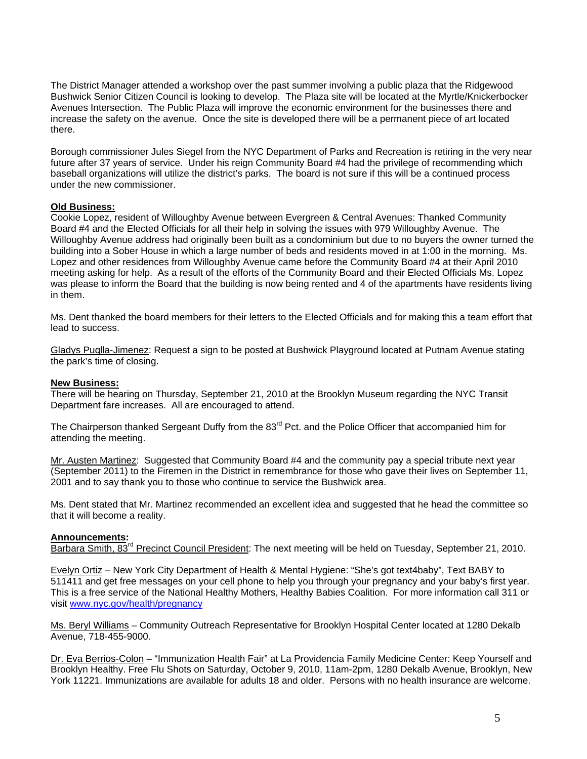The District Manager attended a workshop over the past summer involving a public plaza that the Ridgewood Bushwick Senior Citizen Council is looking to develop. The Plaza site will be located at the Myrtle/Knickerbocker Avenues Intersection. The Public Plaza will improve the economic environment for the businesses there and increase the safety on the avenue. Once the site is developed there will be a permanent piece of art located there.

Borough commissioner Jules Siegel from the NYC Department of Parks and Recreation is retiring in the very near future after 37 years of service. Under his reign Community Board #4 had the privilege of recommending which baseball organizations will utilize the district's parks. The board is not sure if this will be a continued process under the new commissioner.

**Old Business:**
Cookie Lopez, resident of Willoughby Avenue between Evergreen & Central Avenues: Thanked Community Board #4 and the Elected Officials for all their help in solving the issues with 979 Willoughby Avenue. The Willoughby Avenue address had originally been built as a condominium but due to no buyers the owner turned the building into a Sober House in which a large number of beds and residents moved in at 1:00 in the morning. Ms. Lopez and other residences from Willoughby Avenue came before the Community Board #4 at their April 2010 meeting asking for help. As a result of the efforts of the Community Board and their Elected Officials Ms. Lopez was please to inform the Board that the building is now being rented and 4 of the apartments have residents living in them.

Ms. Dent thanked the board members for their letters to the Elected Officials and for making this a team effort that lead to success.

Gladys Puglla-Jimenez: Request a sign to be posted at Bushwick Playground located at Putnam Avenue stating the park's time of closing.

**New Business:**
There will be hearing on Thursday, September 21, 2010 at the Brooklyn Museum regarding the NYC Transit Department fare increases. All are encouraged to attend.

The Chairperson thanked Sergeant Duffy from the 83rd Pct. and the Police Officer that accompanied him for attending the meeting.

Mr. Austen Martinez: Suggested that Community Board #4 and the community pay a special tribute next year (September 2011) to the Firemen in the District in remembrance for those who gave their lives on September 11, 2001 and to say thank you to those who continue to service the Bushwick area.

Ms. Dent stated that Mr. Martinez recommended an excellent idea and suggested that he head the committee so that it will become a reality.

**Announcements:**
Barbara Smith, 83rd Precinct Council President: The next meeting will be held on Tuesday, September 21, 2010.

Evelyn Ortiz – New York City Department of Health & Mental Hygiene: "She's got text4baby", Text BABY to 511411 and get free messages on your cell phone to help you through your pregnancy and your baby's first year. This is a free service of the National Healthy Mothers, Healthy Babies Coalition. For more information call 311 or visit www.nyc.gov/health/pregnancy

Ms. Beryl Williams – Community Outreach Representative for Brooklyn Hospital Center located at 1280 Dekalb Avenue, 718-455-9000.

Dr. Eva Berrios-Colon – "Immunization Health Fair" at La Providencia Family Medicine Center: Keep Yourself and Brooklyn Healthy. Free Flu Shots on Saturday, October 9, 2010, 11am-2pm, 1280 Dekalb Avenue, Brooklyn, New York 11221. Immunizations are available for adults 18 and older. Persons with no health insurance are welcome.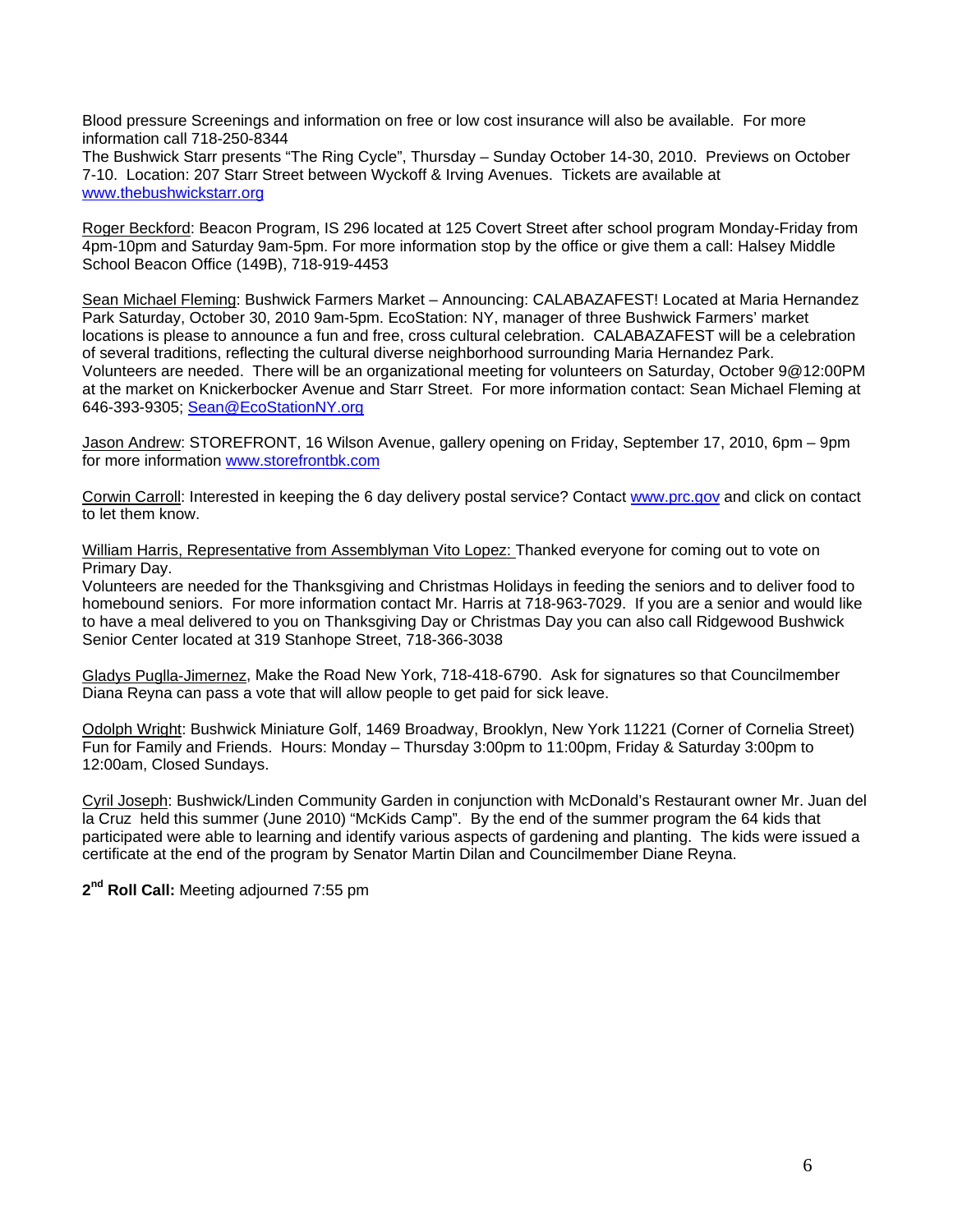Blood pressure Screenings and information on free or low cost insurance will also be available. For more information call 718-250-8344
The Bushwick Starr presents "The Ring Cycle", Thursday – Sunday October 14-30, 2010. Previews on October 7-10. Location: 207 Starr Street between Wyckoff & Irving Avenues. Tickets are available at www.thebushwickstarr.org

Roger Beckford: Beacon Program, IS 296 located at 125 Covert Street after school program Monday-Friday from 4pm-10pm and Saturday 9am-5pm. For more information stop by the office or give them a call: Halsey Middle School Beacon Office (149B), 718-919-4453

Sean Michael Fleming: Bushwick Farmers Market – Announcing: CALABAZAFEST! Located at Maria Hernandez Park Saturday, October 30, 2010 9am-5pm. EcoStation: NY, manager of three Bushwick Farmers' market locations is please to announce a fun and free, cross cultural celebration. CALABAZAFEST will be a celebration of several traditions, reflecting the cultural diverse neighborhood surrounding Maria Hernandez Park. Volunteers are needed. There will be an organizational meeting for volunteers on Saturday, October 9@12:00PM at the market on Knickerbocker Avenue and Starr Street. For more information contact: Sean Michael Fleming at 646-393-9305; Sean@EcoStationNY.org

Jason Andrew: STOREFRONT, 16 Wilson Avenue, gallery opening on Friday, September 17, 2010, 6pm – 9pm for more information www.storefrontbk.com

Corwin Carroll: Interested in keeping the 6 day delivery postal service? Contact www.prc.gov and click on contact to let them know.

William Harris, Representative from Assemblyman Vito Lopez: Thanked everyone for coming out to vote on Primary Day.
Volunteers are needed for the Thanksgiving and Christmas Holidays in feeding the seniors and to deliver food to homebound seniors. For more information contact Mr. Harris at 718-963-7029. If you are a senior and would like to have a meal delivered to you on Thanksgiving Day or Christmas Day you can also call Ridgewood Bushwick Senior Center located at 319 Stanhope Street, 718-366-3038

Gladys Puglla-Jimernez, Make the Road New York, 718-418-6790. Ask for signatures so that Councilmember Diana Reyna can pass a vote that will allow people to get paid for sick leave.

Odolph Wright: Bushwick Miniature Golf, 1469 Broadway, Brooklyn, New York 11221 (Corner of Cornelia Street) Fun for Family and Friends. Hours: Monday – Thursday 3:00pm to 11:00pm, Friday & Saturday 3:00pm to 12:00am, Closed Sundays.

Cyril Joseph: Bushwick/Linden Community Garden in conjunction with McDonald's Restaurant owner Mr. Juan del la Cruz held this summer (June 2010) "McKids Camp". By the end of the summer program the 64 kids that participated were able to learning and identify various aspects of gardening and planting. The kids were issued a certificate at the end of the program by Senator Martin Dilan and Councilmember Diane Reyna.

**2nd Roll Call:** Meeting adjourned 7:55 pm